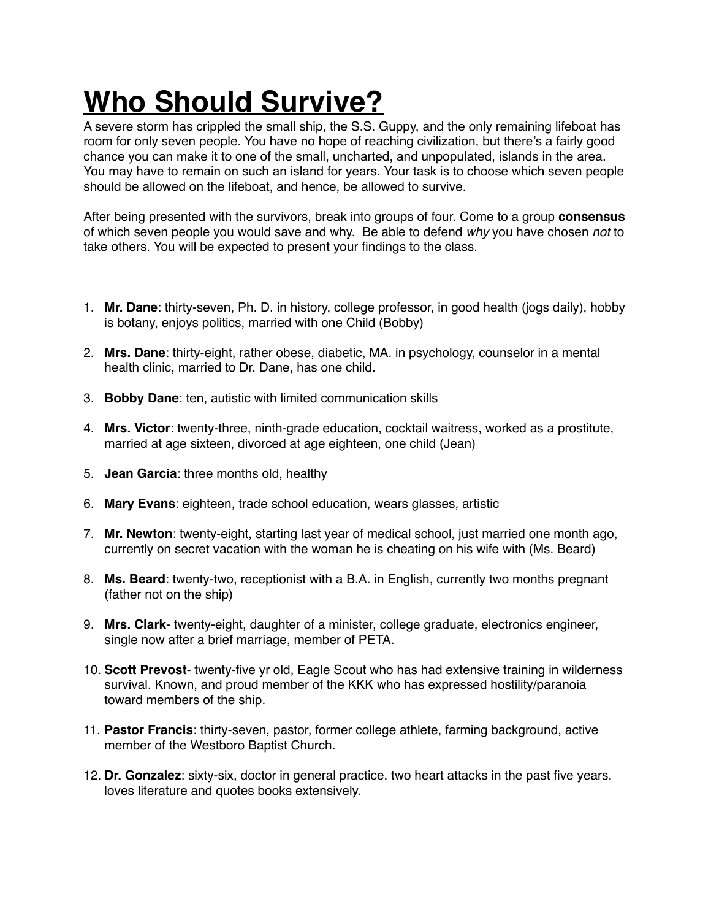# Who Should Survive?

A severe storm has crippled the small ship, the S.S. Guppy, and the only remaining lifeboat has room for only seven people. You have no hope of reaching civilization, but there's a fairly good chance you can make it to one of the small, uncharted, and unpopulated, islands in the area. You may have to remain on such an island for years. Your task is to choose which seven people should be allowed on the lifeboat, and hence, be allowed to survive.

After being presented with the survivors, break into groups of four. Come to a group **consensus** of which seven people you would save and why. Be able to defend *why* you have chosen *not* to take others. You will be expected to present your findings to the class.

1. **Mr. Dane**: thirty-seven, Ph. D. in history, college professor, in good health (jogs daily), hobby is botany, enjoys politics, married with one Child (Bobby)
2. **Mrs. Dane**: thirty-eight, rather obese, diabetic, MA. in psychology, counselor in a mental health clinic, married to Dr. Dane, has one child.
3. **Bobby Dane**: ten, autistic with limited communication skills
4. **Mrs. Victor**: twenty-three, ninth-grade education, cocktail waitress, worked as a prostitute, married at age sixteen, divorced at age eighteen, one child (Jean)
5. **Jean Garcia**: three months old, healthy
6. **Mary Evans**: eighteen, trade school education, wears glasses, artistic
7. **Mr. Newton**: twenty-eight, starting last year of medical school, just married one month ago, currently on secret vacation with the woman he is cheating on his wife with (Ms. Beard)
8. **Ms. Beard**: twenty-two, receptionist with a B.A. in English, currently two months pregnant (father not on the ship)
9. **Mrs. Clark**- twenty-eight, daughter of a minister, college graduate, electronics engineer, single now after a brief marriage, member of PETA.
10. **Scott Prevost**- twenty-five yr old, Eagle Scout who has had extensive training in wilderness survival. Known, and proud member of the KKK who has expressed hostility/paranoia toward members of the ship.
11. **Pastor Francis**: thirty-seven, pastor, former college athlete, farming background, active member of the Westboro Baptist Church.
12. **Dr. Gonzalez**: sixty-six, doctor in general practice, two heart attacks in the past five years, loves literature and quotes books extensively.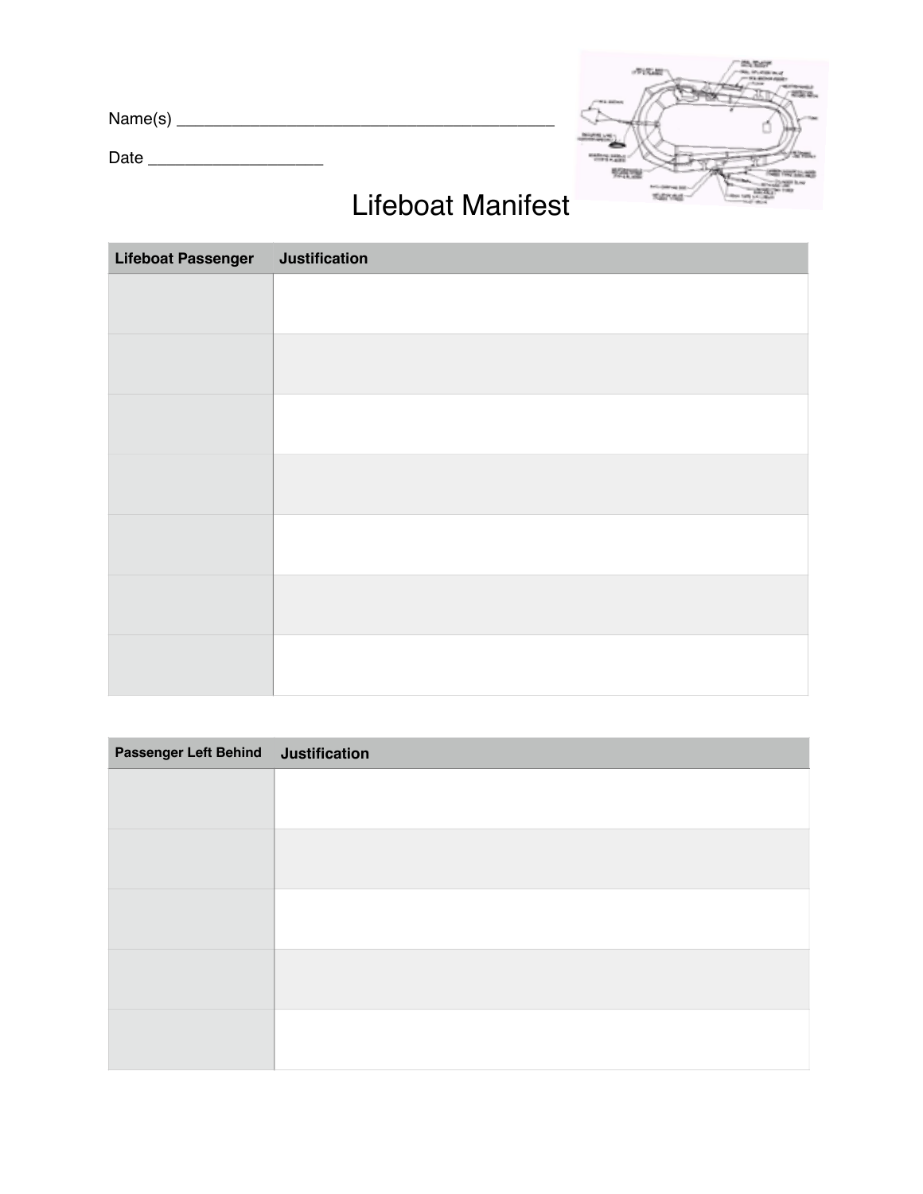Name(s) ___________________________________________

Date ___________________

# Lifeboat Manifest

| Lifeboat Passenger | Justification |
|---|---|
| | |
| | |
| | |
| | |
| | |
| | |
| | |

| Passenger Left Behind | Justification |
|---|---|
| | |
| | |
| | |
| | |
| | |